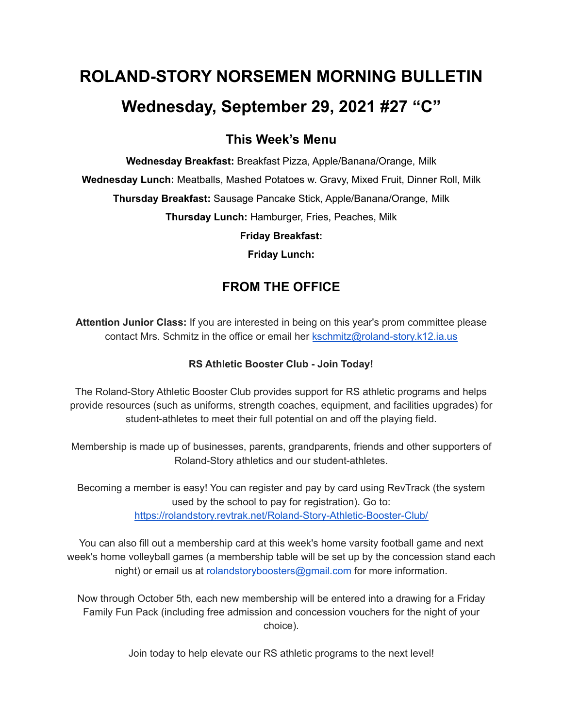# ROLAND-STORY NORSEMEN MORNING BULLETIN

# Wednesday, September 29, 2021 #27 “C”

## This Week’s Menu

**Wednesday Breakfast:** Breakfast Pizza, Apple/Banana/Orange, Milk

**Wednesday Lunch:** Meatballs, Mashed Potatoes w. Gravy, Mixed Fruit, Dinner Roll, Milk

**Thursday Breakfast:** Sausage Pancake Stick, Apple/Banana/Orange, Milk

**Thursday Lunch:** Hamburger, Fries, Peaches, Milk

**Friday Breakfast:**

**Friday Lunch:**

## FROM THE OFFICE

**Attention Junior Class:** If you are interested in being on this year's prom committee please contact Mrs. Schmitz in the office or email her kschmitz@roland-story.k12.ia.us

**RS Athletic Booster Club - Join Today!**

The Roland-Story Athletic Booster Club provides support for RS athletic programs and helps provide resources (such as uniforms, strength coaches, equipment, and facilities upgrades) for student-athletes to meet their full potential on and off the playing field.

Membership is made up of businesses, parents, grandparents, friends and other supporters of Roland-Story athletics and our student-athletes.

Becoming a member is easy! You can register and pay by card using RevTrack (the system used by the school to pay for registration). Go to: https://rolandstory.revtrak.net/Roland-Story-Athletic-Booster-Club/

You can also fill out a membership card at this week's home varsity football game and next week's home volleyball games (a membership table will be set up by the concession stand each night) or email us at rolandstoryboosters@gmail.com for more information.

Now through October 5th, each new membership will be entered into a drawing for a Friday Family Fun Pack (including free admission and concession vouchers for the night of your choice).

Join today to help elevate our RS athletic programs to the next level!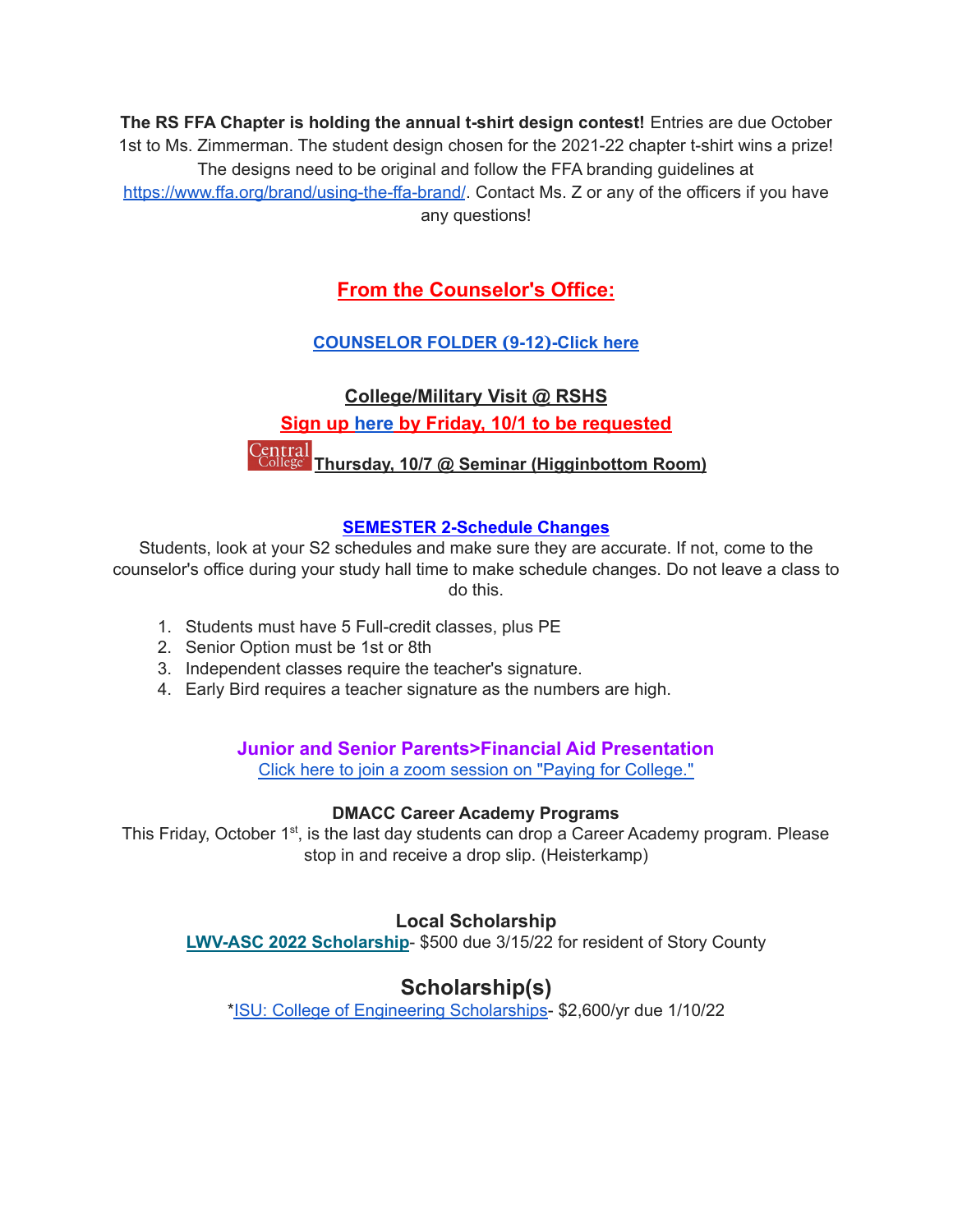**The RS FFA Chapter is holding the annual t-shirt design contest!** Entries are due October 1st to Ms. Zimmerman. The student design chosen for the 2021-22 chapter t-shirt wins a prize! The designs need to be original and follow the FFA branding guidelines at https://www.ffa.org/brand/using-the-ffa-brand/. Contact Ms. Z or any of the officers if you have any questions!

## From the Counselor's Office:

**COUNSELOR FOLDER (9-12)-Click here**

### College/Military Visit @ RSHS

**Sign up here by Friday, 10/1 to be requested**

Central College **Thursday, 10/7 @ Seminar (Higginbottom Room)**

### SEMESTER 2-Schedule Changes

Students, look at your S2 schedules and make sure they are accurate. If not, come to the counselor's office during your study hall time to make schedule changes. Do not leave a class to do this.

1. Students must have 5 Full-credit classes, plus PE
2. Senior Option must be 1st or 8th
3. Independent classes require the teacher's signature.
4. Early Bird requires a teacher signature as the numbers are high.

### Junior and Senior Parents>Financial Aid Presentation

Click here to join a zoom session on "Paying for College."

### DMACC Career Academy Programs

This Friday, October 1st, is the last day students can drop a Career Academy program. Please stop in and receive a drop slip. (Heisterkamp)

### Local Scholarship

**LWV-ASC 2022 Scholarship**- $500 due 3/15/22 for resident of Story County

## Scholarship(s)

*ISU: College of Engineering Scholarships- $2,600/yr due 1/10/22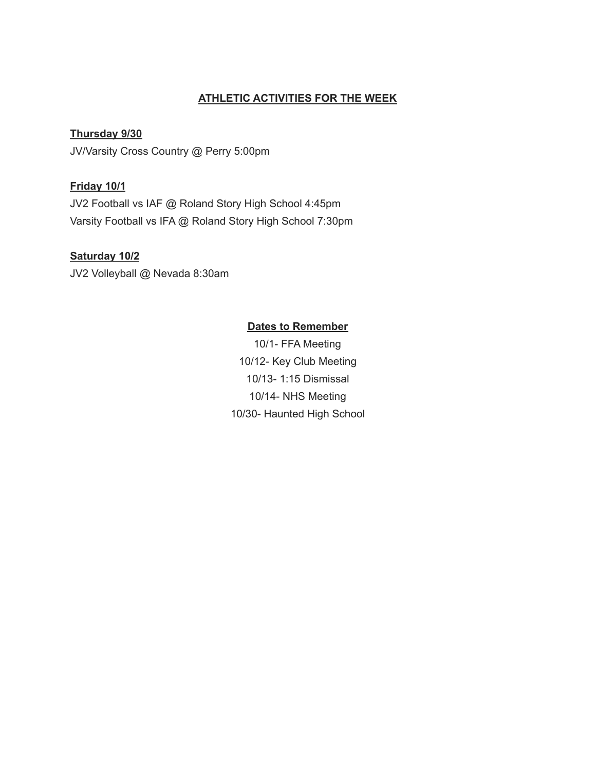## ATHLETIC ACTIVITIES FOR THE WEEK

**Thursday 9/30**

JV/Varsity Cross Country @ Perry 5:00pm

**Friday 10/1**

JV2 Football vs IAF @ Roland Story High School 4:45pm

Varsity Football vs IFA @ Roland Story High School 7:30pm

**Saturday 10/2**

JV2 Volleyball @ Nevada 8:30am

**Dates to Remember**

10/1- FFA Meeting

10/12- Key Club Meeting

10/13- 1:15 Dismissal

10/14- NHS Meeting

10/30- Haunted High School